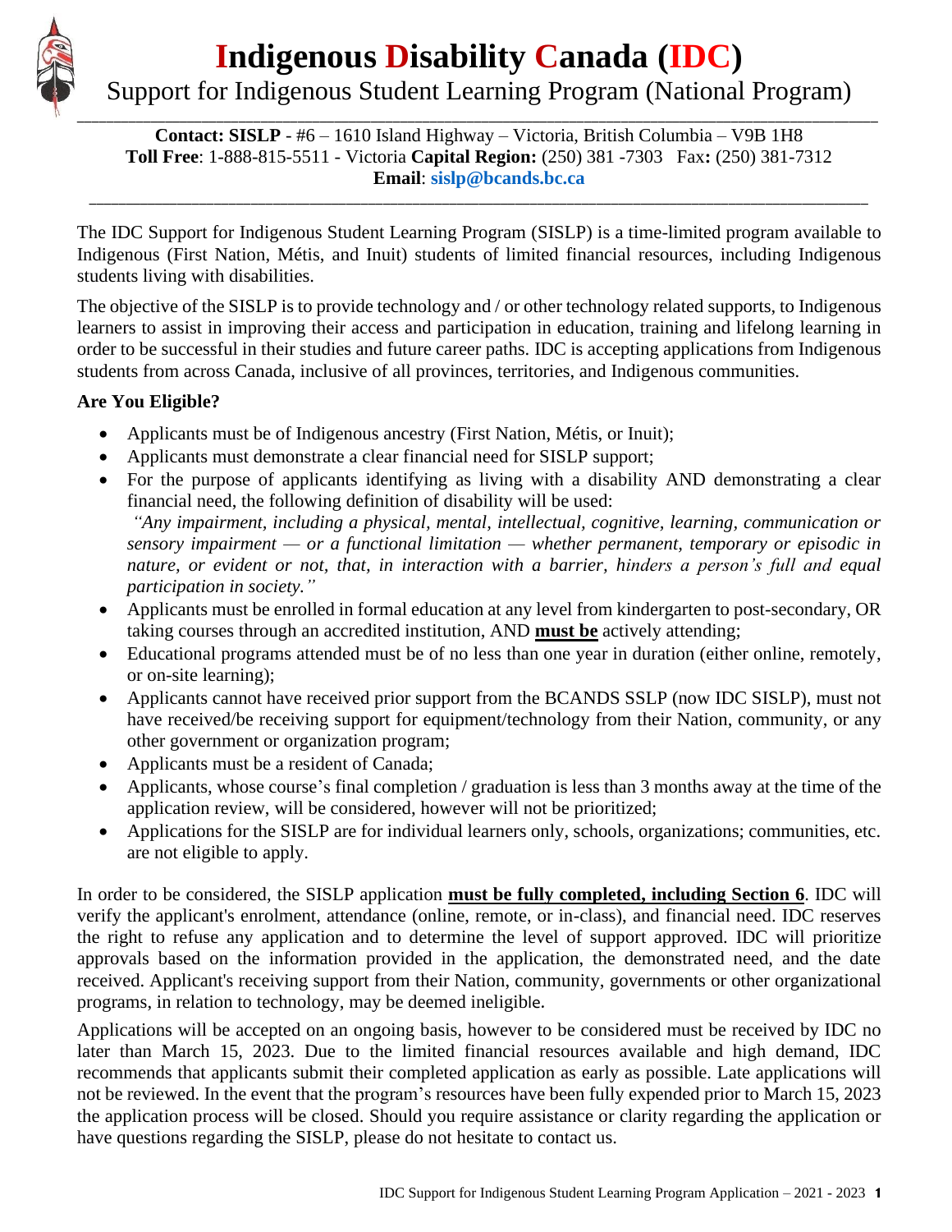# Indigenous Disability Canada (IDC)

## Support for Indigenous Student Learning Program (National Program)

**Contact: SISLP** - #6 – 1610 Island Highway – Victoria, British Columbia – V9B 1H8
**Toll Free**: 1-888-815-5511 - Victoria **Capital Region:** (250) 381 -7303 Fax**:** (250) 381-7312
**Email**: **sislp@bcands.bc.ca**

The IDC Support for Indigenous Student Learning Program (SISLP) is a time-limited program available to Indigenous (First Nation, Métis, and Inuit) students of limited financial resources, including Indigenous students living with disabilities.

The objective of the SISLP is to provide technology and / or other technology related supports, to Indigenous learners to assist in improving their access and participation in education, training and lifelong learning in order to be successful in their studies and future career paths. IDC is accepting applications from Indigenous students from across Canada, inclusive of all provinces, territories, and Indigenous communities.

**Are You Eligible?**

- Applicants must be of Indigenous ancestry (First Nation, Métis, or Inuit);
- Applicants must demonstrate a clear financial need for SISLP support;
- For the purpose of applicants identifying as living with a disability AND demonstrating a clear financial need, the following definition of disability will be used:
  *"Any impairment, including a physical, mental, intellectual, cognitive, learning, communication or sensory impairment — or a functional limitation — whether permanent, temporary or episodic in nature, or evident or not, that, in interaction with a barrier, hinders a person's full and equal participation in society."*
- Applicants must be enrolled in formal education at any level from kindergarten to post-secondary, OR taking courses through an accredited institution, AND **<u>must be</u>** actively attending;
- Educational programs attended must be of no less than one year in duration (either online, remotely, or on-site learning);
- Applicants cannot have received prior support from the BCANDS SSLP (now IDC SISLP), must not have received/be receiving support for equipment/technology from their Nation, community, or any other government or organization program;
- Applicants must be a resident of Canada;
- Applicants, whose course's final completion / graduation is less than 3 months away at the time of the application review, will be considered, however will not be prioritized;
- Applications for the SISLP are for individual learners only, schools, organizations; communities, etc. are not eligible to apply.

In order to be considered, the SISLP application **<u>must be fully completed, including Section 6</u>**. IDC will verify the applicant's enrolment, attendance (online, remote, or in-class), and financial need. IDC reserves the right to refuse any application and to determine the level of support approved. IDC will prioritize approvals based on the information provided in the application, the demonstrated need, and the date received. Applicant's receiving support from their Nation, community, governments or other organizational programs, in relation to technology, may be deemed ineligible.

Applications will be accepted on an ongoing basis, however to be considered must be received by IDC no later than March 15, 2023. Due to the limited financial resources available and high demand, IDC recommends that applicants submit their completed application as early as possible. Late applications will not be reviewed. In the event that the program's resources have been fully expended prior to March 15, 2023 the application process will be closed. Should you require assistance or clarity regarding the application or have questions regarding the SISLP, please do not hesitate to contact us.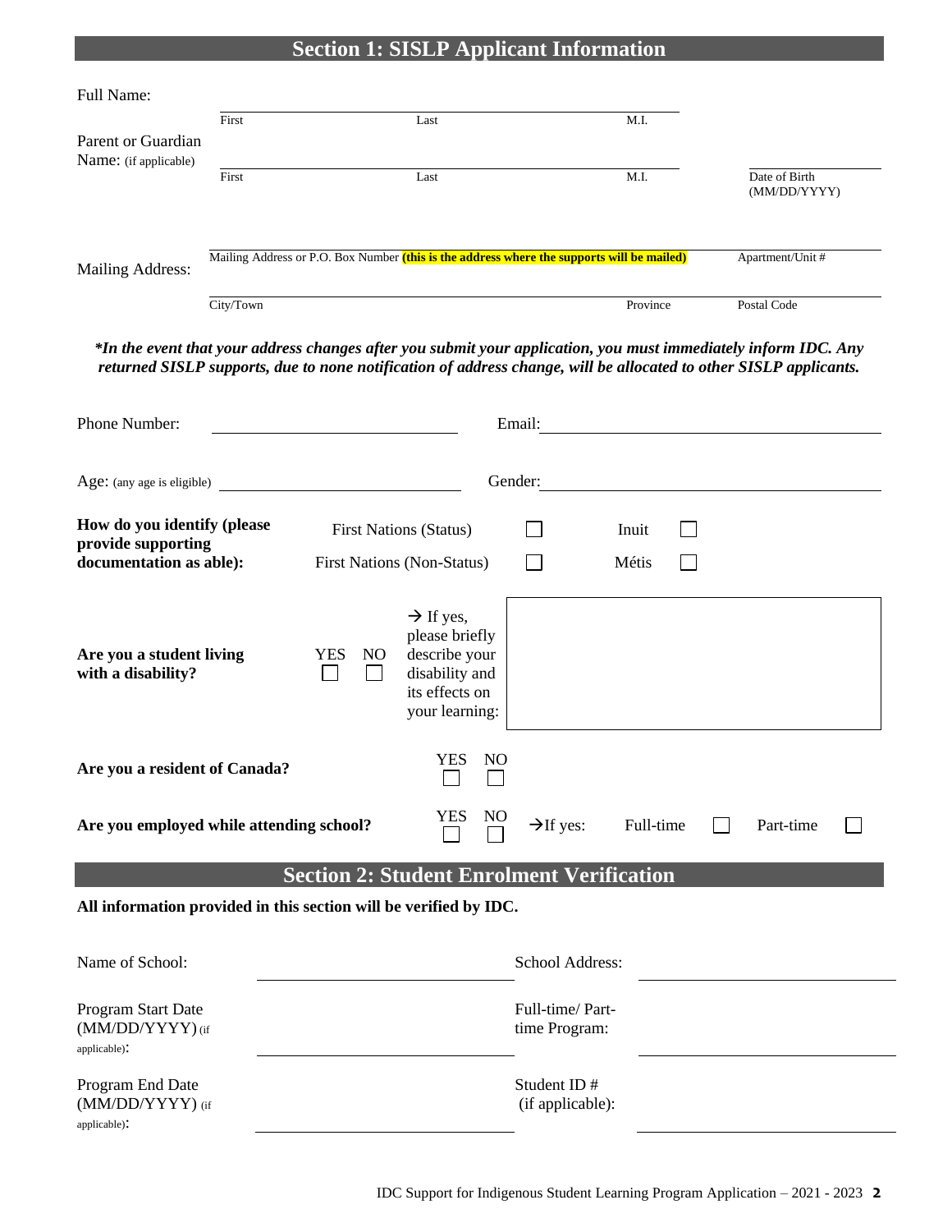## Section 1: SISLP Applicant Information

Full Name: ______________________________________

First | Last | M.I.

Parent or Guardian Name: (if applicable) ______________________________________

First | Last | M.I. | Date of Birth (MM/DD/YYYY)

Mailing Address: ______________________________________

Mailing Address or P.O. Box Number **(this is the address where the supports will be mailed)** | Apartment/Unit #

City/Town | Province | Postal Code

***In the event that your address changes after you submit your application, you must immediately inform IDC. Any returned SISLP supports, due to none notification of address change, will be allocated to other SISLP applicants.***

Phone Number: ____________________ Email: ____________________

Age: (any age is eligible) ____________________ Gender: ____________________

**How do you identify (please provide supporting documentation as able):**

- First Nations (Status) ☐
- Inuit ☐
- First Nations (Non-Status) ☐
- Métis ☐

**Are you a student living with a disability?** YES ☐ NO ☐ → If yes, please briefly describe your disability and its effects on your learning: ____________________

**Are you a resident of Canada?** YES ☐ NO ☐

**Are you employed while attending school?** YES ☐ NO ☐ → If yes: Full-time ☐ Part-time ☐

## Section 2: Student Enrolment Verification

**All information provided in this section will be verified by IDC.**

Name of School: ____________________ School Address: ____________________

Program Start Date (MM/DD/YYYY) (if applicable): ____________________ Full-time/ Part-time Program: ____________________

Program End Date (MM/DD/YYYY) (if applicable): ____________________ Student ID # (if applicable): ____________________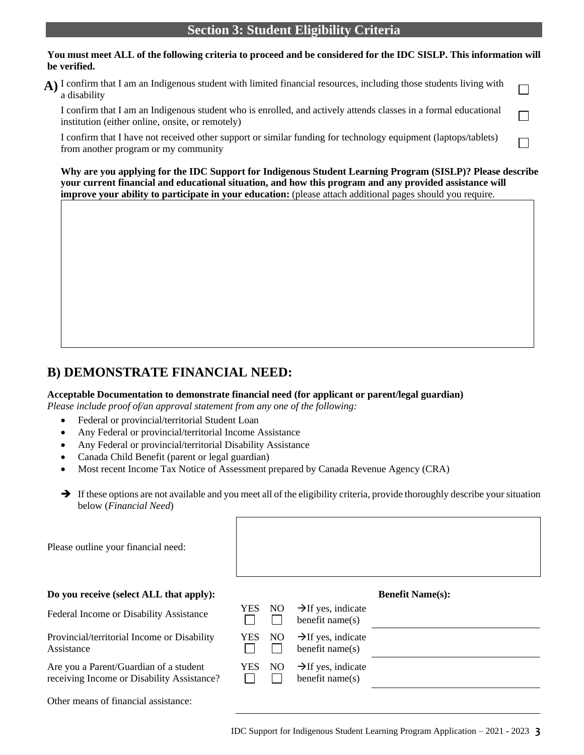## Section 3: Student Eligibility Criteria

**You must meet ALL of the following criteria to proceed and be considered for the IDC SISLP. This information will be verified.**

**A)**

- I confirm that I am an Indigenous student with limited financial resources, including those students living with a disability ☐
- I confirm that I am an Indigenous student who is enrolled, and actively attends classes in a formal educational institution (either online, onsite, or remotely) ☐
- I confirm that I have not received other support or similar funding for technology equipment (laptops/tablets) from another program or my community ☐

**Why are you applying for the IDC Support for Indigenous Student Learning Program (SISLP)? Please describe your current financial and educational situation, and how this program and any provided assistance will improve your ability to participate in your education:** (please attach additional pages should you require.

## B) DEMONSTRATE FINANCIAL NEED:

**Acceptable Documentation to demonstrate financial need (for applicant or parent/legal guardian)**

*Please include proof of/an approval statement from any one of the following:*

- Federal or provincial/territorial Student Loan
- Any Federal or provincial/territorial Income Assistance
- Any Federal or provincial/territorial Disability Assistance
- Canada Child Benefit (parent or legal guardian)
- Most recent Income Tax Notice of Assessment prepared by Canada Revenue Agency (CRA)

→ If these options are not available and you meet all of the eligibility criteria, provide thoroughly describe your situation below (*Financial Need*)

Please outline your financial need:

| **Do you receive (select ALL that apply):** | YES | NO | | **Benefit Name(s):** |
|---|---|---|---|---|
| Federal Income or Disability Assistance | ☐ | ☐ | →If yes, indicate benefit name(s) | |
| Provincial/territorial Income or Disability Assistance | ☐ | ☐ | →If yes, indicate benefit name(s) | |
| Are you a Parent/Guardian of a student receiving Income or Disability Assistance? | ☐ | ☐ | →If yes, indicate benefit name(s) | |

Other means of financial assistance: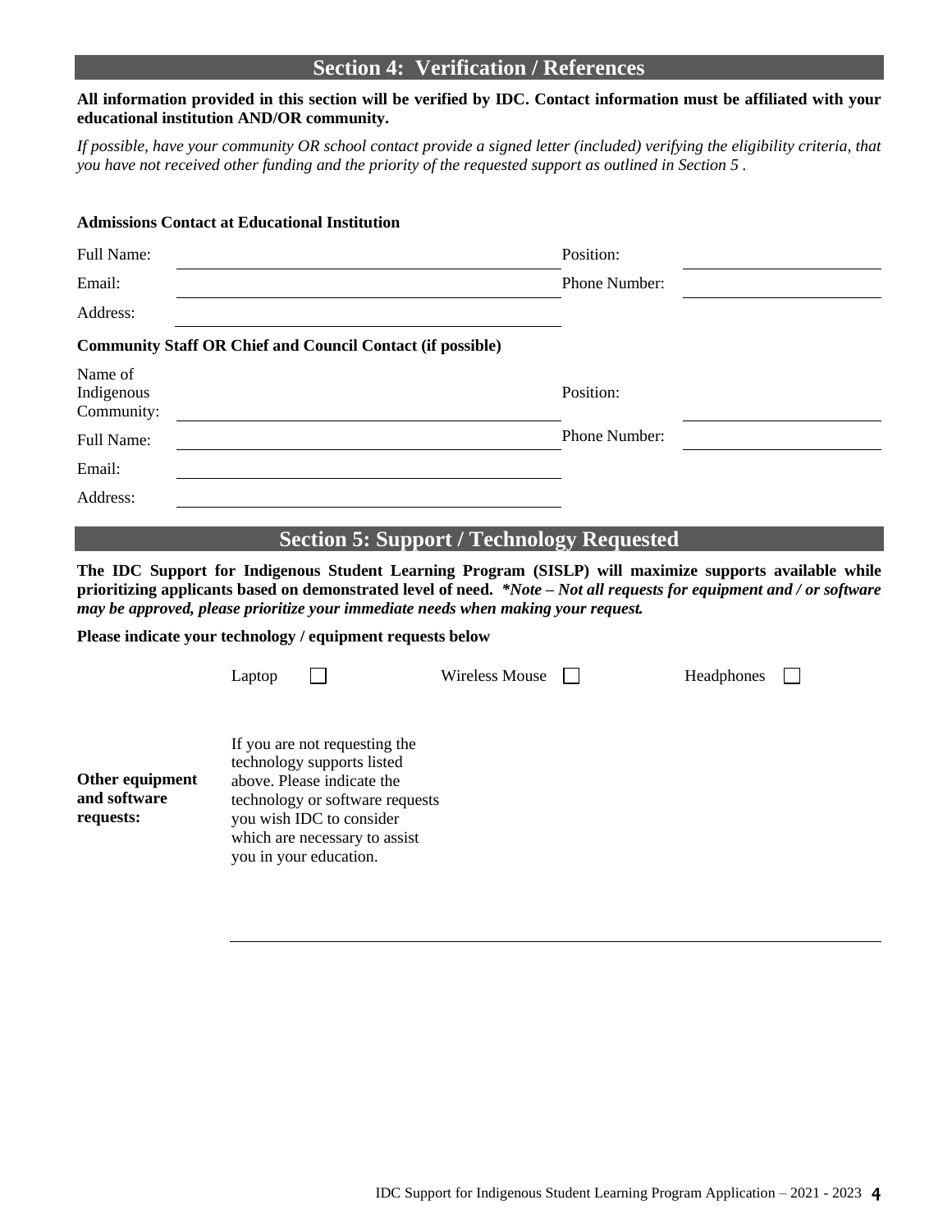## Section 4: Verification / References

**All information provided in this section will be verified by IDC. Contact information must be affiliated with your educational institution AND/OR community.**

*If possible, have your community OR school contact provide a signed letter (included) verifying the eligibility criteria, that you have not received other funding and the priority of the requested support as outlined in Section 5 .*

**Admissions Contact at Educational Institution**

| | | | |
|---|---|---|---|
| Full Name: | | Position: | |
| Email: | | Phone Number: | |
| Address: | | | |

**Community Staff OR Chief and Council Contact (if possible)**

| | | | |
|---|---|---|---|
| Name of Indigenous Community: | | Position: | |
| Full Name: | | Phone Number: | |
| Email: | | | |
| Address: | | | |

## Section 5: Support / Technology Requested

**The IDC Support for Indigenous Student Learning Program (SISLP) will maximize supports available while prioritizing applicants based on demonstrated level of need.** ***\*Note – Not all requests for equipment and / or software may be approved, please prioritize your immediate needs when making your request.***

**Please indicate your technology / equipment requests below**

Laptop ☐ Wireless Mouse ☐ Headphones ☐

**Other equipment and software requests:** If you are not requesting the technology supports listed above. Please indicate the technology or software requests you wish IDC to consider which are necessary to assist you in your education.

______________________________________________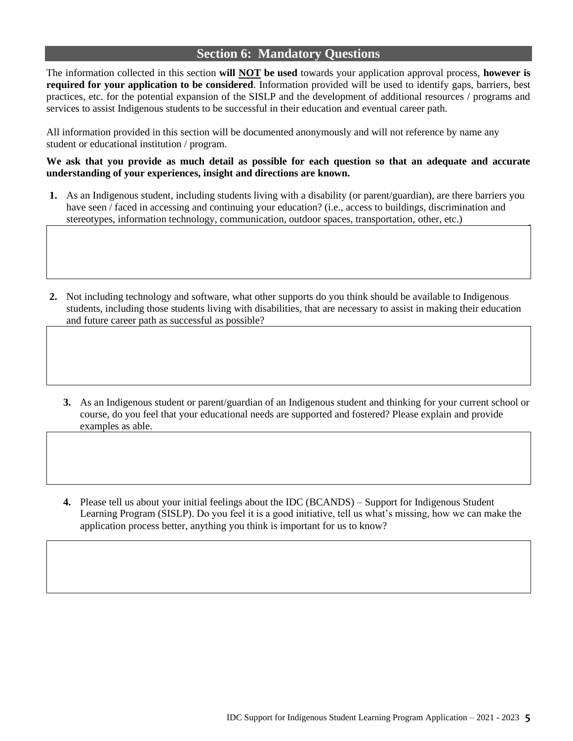## Section 6: Mandatory Questions

The information collected in this section **will NOT be used** towards your application approval process, **however is required for your application to be considered**. Information provided will be used to identify gaps, barriers, best practices, etc. for the potential expansion of the SISLP and the development of additional resources / programs and services to assist Indigenous students to be successful in their education and eventual career path.

All information provided in this section will be documented anonymously and will not reference by name any student or educational institution / program.

**We ask that you provide as much detail as possible for each question so that an adequate and accurate understanding of your experiences, insight and directions are known.**

1. As an Indigenous student, including students living with a disability (or parent/guardian), are there barriers you have seen / faced in accessing and continuing your education? (i.e., access to buildings, discrimination and stereotypes, information technology, communication, outdoor spaces, transportation, other, etc.)

2. Not including technology and software, what other supports do you think should be available to Indigenous students, including those students living with disabilities, that are necessary to assist in making their education and future career path as successful as possible?

3. As an Indigenous student or parent/guardian of an Indigenous student and thinking for your current school or course, do you feel that your educational needs are supported and fostered? Please explain and provide examples as able.

4. Please tell us about your initial feelings about the IDC (BCANDS) – Support for Indigenous Student Learning Program (SISLP). Do you feel it is a good initiative, tell us what's missing, how we can make the application process better, anything you think is important for us to know?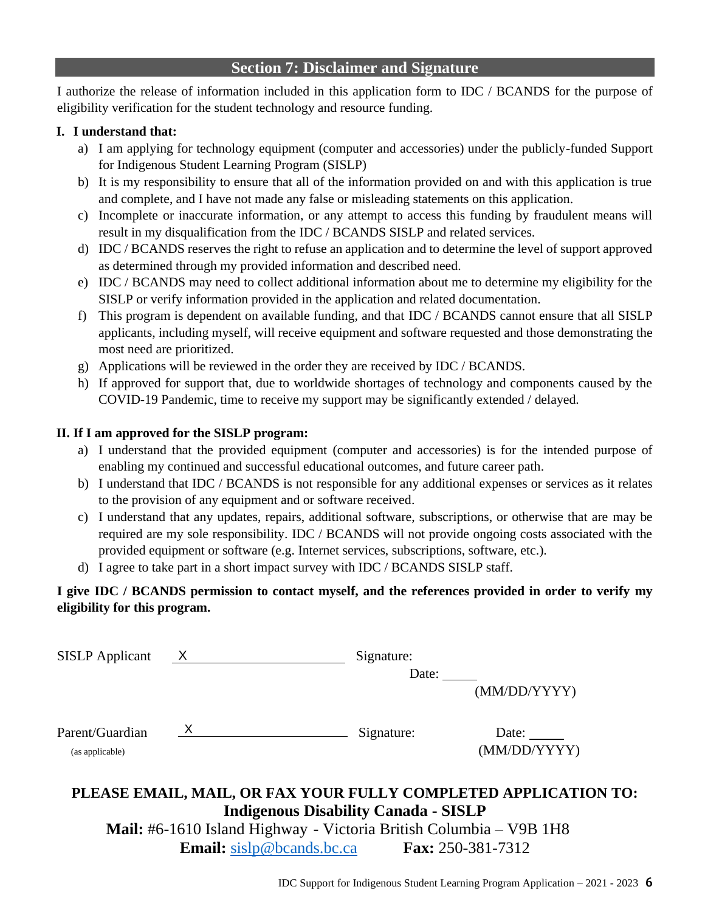## Section 7: Disclaimer and Signature

I authorize the release of information included in this application form to IDC / BCANDS for the purpose of eligibility verification for the student technology and resource funding.

**I. I understand that:**

a) I am applying for technology equipment (computer and accessories) under the publicly-funded Support for Indigenous Student Learning Program (SISLP)

b) It is my responsibility to ensure that all of the information provided on and with this application is true and complete, and I have not made any false or misleading statements on this application.

c) Incomplete or inaccurate information, or any attempt to access this funding by fraudulent means will result in my disqualification from the IDC / BCANDS SISLP and related services.

d) IDC / BCANDS reserves the right to refuse an application and to determine the level of support approved as determined through my provided information and described need.

e) IDC / BCANDS may need to collect additional information about me to determine my eligibility for the SISLP or verify information provided in the application and related documentation.

f) This program is dependent on available funding, and that IDC / BCANDS cannot ensure that all SISLP applicants, including myself, will receive equipment and software requested and those demonstrating the most need are prioritized.

g) Applications will be reviewed in the order they are received by IDC / BCANDS.

h) If approved for support that, due to worldwide shortages of technology and components caused by the COVID-19 Pandemic, time to receive my support may be significantly extended / delayed.

**II. If I am approved for the SISLP program:**

a) I understand that the provided equipment (computer and accessories) is for the intended purpose of enabling my continued and successful educational outcomes, and future career path.

b) I understand that IDC / BCANDS is not responsible for any additional expenses or services as it relates to the provision of any equipment and or software received.

c) I understand that any updates, repairs, additional software, subscriptions, or otherwise that are may be required are my sole responsibility. IDC / BCANDS will not provide ongoing costs associated with the provided equipment or software (e.g. Internet services, subscriptions, software, etc.).

d) I agree to take part in a short impact survey with IDC / BCANDS SISLP staff.

**I give IDC / BCANDS permission to contact myself, and the references provided in order to verify my eligibility for this program.**

SISLP Applicant X\_\_\_\_\_\_\_\_\_\_\_\_\_\_\_\_\_\_\_\_ Signature: Date: \_\_\_\_\_ (MM/DD/YYYY)

Parent/Guardian (as applicable) X\_\_\_\_\_\_\_\_\_\_\_\_\_\_\_\_\_\_\_\_ Signature: Date: \_\_\_\_\_ (MM/DD/YYYY)

**PLEASE EMAIL, MAIL, OR FAX YOUR FULLY COMPLETED APPLICATION TO:**
**Indigenous Disability Canada - SISLP**
**Mail:** #6-1610 Island Highway - Victoria British Columbia – V9B 1H8
**Email:** sislp@bcands.bc.ca **Fax:** 250-381-7312